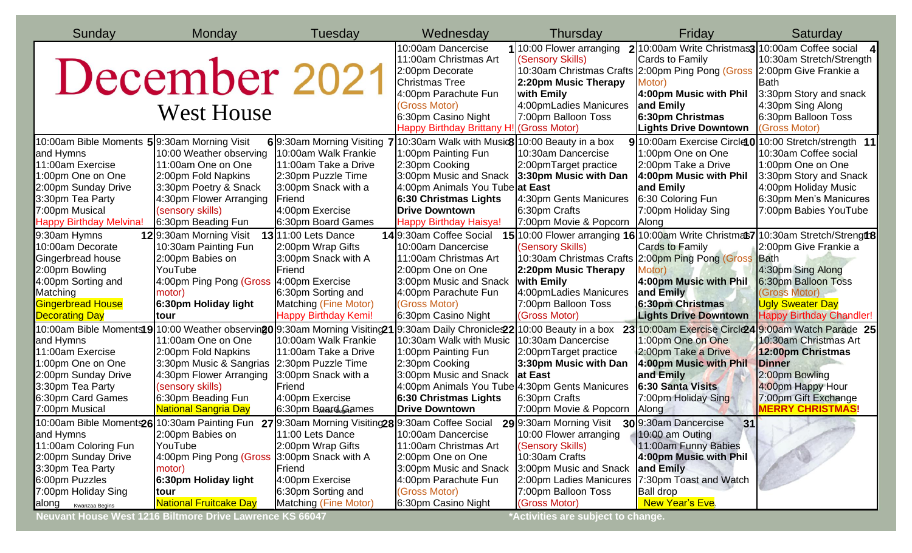# December 2021

## West House

| Sunday | Monday | Tuesday | Wednesday | Thursday | Friday | Saturday |
|---|---|---|---|---|---|---|
| | | | **1** 10:00am Dancercise<br>11:00am Christmas Art<br>2:00pm Decorate Christmas Tree<br>4:00pm Parachute Fun (Gross Motor)<br>6:30pm Casino Night<br>Happy Birthday Brittany H! | **2** 10:00 Flower arranging (Sensory Skills)<br>10:30am Christmas Crafts<br>**2:20pm Music Therapy with Emily**<br>4:00pmLadies Manicures<br>7:00pm Balloon Toss (Gross Motor) | **3** 10:00am Write Christmas Cards to Family<br>2:00pm Ping Pong (Gross Motor)<br>**4:00pm Music with Phil and Emily**<br>**6:30pm Christmas Lights Drive Downtown** | **4** 10:00am Coffee social<br>10:30am Stretch/Strength<br>2:00pm Give Frankie a Bath<br>3:30pm Story and snack<br>4:30pm Sing Along<br>6:30pm Balloon Toss (Gross Motor) |
| **5** 10:00am Bible Moments and Hymns<br>11:00am Exercise<br>1:00pm One on One<br>2:00pm Sunday Drive<br>3:30pm Tea Party<br>7:00pm Musical<br>Happy Birthday Melvina! | **6** 9:30am Morning Visit<br>10:00 Weather observing<br>11:00am One on One<br>2:00pm Fold Napkins<br>3:30pm Poetry & Snack<br>4:30pm Flower Arranging (sensory skills)<br>6:30pm Beading Fun | **7** 9:30am Morning Visiting<br>10:00am Walk Frankie<br>11:00am Take a Drive<br>2:30pm Puzzle Time<br>3:00pm Snack with a Friend<br>4:00pm Exercise<br>6:30pm Board Games | **8** 10:30am Walk with Music<br>1:00pm Painting Fun<br>2:30pm Cooking<br>3:00pm Music and Snack<br>4:00pm Animals You Tube<br>**6:30 Christmas Lights Drive Downtown**<br>Happy Birthday Haisya! | **9** 10:00 Beauty in a box<br>10:30am Dancercise<br>2:00pmTarget practice<br>**3:30pm Music with Dan at East**<br>4:30pm Gents Manicures<br>6:30pm Crafts<br>7:00pm Movie & Popcorn | **10** 10:00am Exercise Circle<br>1:00pm One on One<br>2:00pm Take a Drive<br>**4:00pm Music with Phil and Emily**<br>6:30 Coloring Fun<br>7:00pm Holiday Sing Along | **11** 10:00 Stretch/strength<br>10:30am Coffee social<br>1:00pm One on One<br>3:30pm Story and Snack<br>4:00pm Holiday Music<br>6:30pm Men's Manicures<br>7:00pm Babies YouTube |
| **12** 9:30am Hymns<br>10:00am Decorate Gingerbread house<br>2:00pm Bowling<br>4:00pm Sorting and Matching<br>Gingerbread House Decorating Day | **13** 9:30am Morning Visit<br>10:30am Painting Fun<br>2:00pm Babies on YouTube<br>4:00pm Ping Pong (Gross motor)<br>**6:30pm Holiday light tour** | **14** 11:00 Lets Dance<br>2:00pm Wrap Gifts<br>3:00pm Snack with A Friend<br>4:00pm Exercise<br>6:30pm Sorting and Matching (Fine Motor)<br>Happy Birthday Kemi! | **15** 9:30am Coffee Social<br>10:00am Dancercise<br>11:00am Christmas Art<br>2:00pm One on One<br>3:00pm Music and Snack<br>4:00pm Parachute Fun (Gross Motor)<br>6:30pm Casino Night | **16** 10:00 Flower arranging (Sensory Skills)<br>10:30am Christmas Crafts<br>**2:20pm Music Therapy with Emily**<br>4:00pmLadies Manicures<br>7:00pm Balloon Toss (Gross Motor) | **17** 10:00am Write Christmas Cards to Family<br>2:00pm Ping Pong (Gross Motor)<br>**4:00pm Music with Phil and Emily**<br>**6:30pm Christmas Lights Drive Downtown** | **18** 10:30am Stretch/Strength<br>2:00pm Give Frankie a Bath<br>4:30pm Sing Along<br>6:30pm Balloon Toss (Gross Motor)<br>Ugly Sweater Day<br>Happy Birthday Chandler! |
| **19** 10:00am Bible Moments and Hymns<br>11:00am Exercise<br>1:00pm One on One<br>2:00pm Sunday Drive<br>3:30pm Tea Party<br>6:30pm Card Games<br>7:00pm Musical | **20** 10:00 Weather observing<br>11:00am One on One<br>2:00pm Fold Napkins<br>3:30pm Music & Sangrias<br>4:30pm Flower Arranging (sensory skills)<br>6:30pm Beading Fun<br>National Sangria Day | **21** 9:30am Morning Visiting<br>10:00am Walk Frankie<br>11:00am Take a Drive<br>2:30pm Puzzle Time<br>3:00pm Snack with a Friend<br>4:00pm Exercise<br>6:30pm Board Games | **22** 9:30am Daily Chronicles<br>10:30am Walk with Music<br>1:00pm Painting Fun<br>2:30pm Cooking<br>3:00pm Music and Snack<br>4:00pm Animals You Tube<br>**6:30 Christmas Lights Drive Downtown** | **23** 10:00 Beauty in a box<br>10:30am Dancercise<br>2:00pmTarget practice<br>**3:30pm Music with Dan at East**<br>4:30pm Gents Manicures<br>6:30pm Crafts<br>7:00pm Movie & Popcorn | **24** 10:00am Exercise Circle<br>1:00pm One on One<br>2:00pm Take a Drive<br>**4:00pm Music with Phil and Emily**<br>**6:30 Santa Visits**<br>7:00pm Holiday Sing Along | **25** 9:00am Watch Parade<br>10:30am Christmas Art<br>**12:00pm Christmas Dinner**<br>2:00pm Bowling<br>4:00pm Happy Hour<br>7:00pm Gift Exchange<br>**MERRY CHRISTMAS!** |
| **26** 10:00am Bible Moments and Hymns<br>11:00am Coloring Fun<br>2:00pm Sunday Drive<br>3:30pm Tea Party<br>6:00pm Puzzles<br>7:00pm Holiday Sing along<br>Kwanzaa Begins | **27** 10:30am Painting Fun<br>2:00pm Babies on YouTube<br>4:00pm Ping Pong (Gross motor)<br>**6:30pm Holiday light tour**<br>National Fruitcake Day | **28** 9:30am Morning Visiting<br>11:00 Lets Dance<br>2:00pm Wrap Gifts<br>3:00pm Snack with A Friend<br>4:00pm Exercise<br>6:30pm Sorting and Matching (Fine Motor) | **29** 9:30am Coffee Social<br>10:00am Dancercise<br>11:00am Christmas Art<br>2:00pm One on One<br>3:00pm Music and Snack<br>4:00pm Parachute Fun (Gross Motor)<br>6:30pm Casino Night | **30** 9:30am Morning Visit<br>10:00 Flower arranging (Sensory Skills)<br>10:30am Crafts<br>3:00pm Music and Snack<br>2:00pm Ladies Manicures<br>7:00pm Balloon Toss (Gross Motor) | **31** 9:30am Dancercise<br>10:00 am Outing<br>11:00am Funny Babies<br>**4:00pm Music with Phil and Emily**<br>7:30pm Toast and Watch Ball drop<br>New Year's Eve | |

**Neuvant House West 1216 Biltmore Drive Lawrence KS 66047**

***Activities are subject to change.**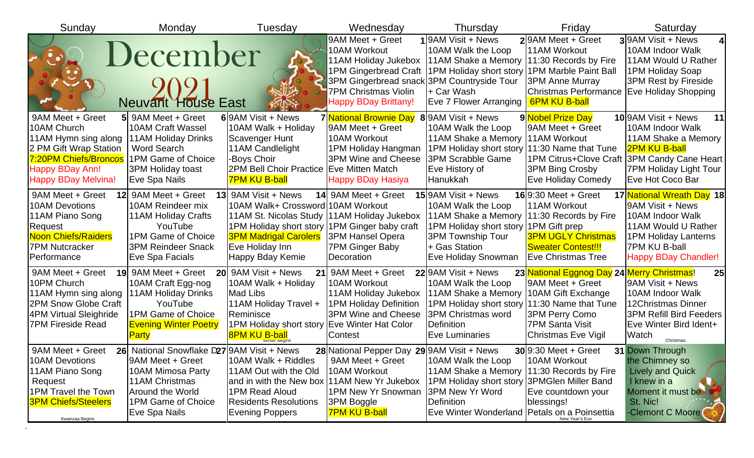# December 2021

Neuvant House East

| Sunday | Monday | Tuesday | Wednesday | Thursday | Friday | Saturday |
|---|---|---|---|---|---|---|
| | | | **1** 9AM Meet + Greet<br>10AM Workout<br>11AM Holiday Jukebox<br>1PM Gingerbread Craft<br>3PM Gingerbread snack<br>7PM Christmas Violin<br>Happy BDay Brittany! | **2** 9AM Visit + News<br>10AM Walk the Loop<br>11AM Shake a Memory<br>1PM Holiday short story<br>3PM Countryside Tour + Car Wash<br>Eve 7 Flower Arranging | **3** 9AM Meet + Greet<br>11AM Workout<br>11:30 Records by Fire<br>1PM Marble Paint Ball<br>3PM Anne Murray Christmas Performance<br>6PM KU B-ball | **4** 9AM Visit + News<br>10AM Indoor Walk<br>11AM Would U Rather<br>1PM Holiday Soap<br>3PM Rest by Fireside<br>Eve Holiday Shopping |
| **5** 9AM Meet + Greet<br>10AM Church<br>11AM Hymn sing along<br>2 PM Gift Wrap Station<br>7:20PM Chiefs/Broncos<br>Happy BDay Ann!<br>Happy BDay Melvina! | **6** 9AM Meet + Greet<br>10AM Craft Wassel<br>11AM Holiday Drinks Word Search<br>1PM Game of Choice<br>3PM Holiday toast<br>Eve Spa Nails | **7** 9AM Visit + News<br>10AM Walk + Holiday Scavenger Hunt<br>11AM Candlelight -Boys Choir<br>2PM Bell Choir Practice<br>7PM KU B-ball | **8** National Brownie Day<br>9AM Meet + Greet<br>10AM Workout<br>1PM Holiday Hangman<br>3PM Wine and Cheese<br>Eve Mitten Match<br>Happy BDay Hasiya | **9** 9AM Visit + News<br>10AM Walk the Loop<br>11AM Shake a Memory<br>1PM Holiday short story<br>3PM Scrabble Game<br>Eve History of Hanukkah | **10** Nobel Prize Day<br>9AM Meet + Greet<br>11AM Workout<br>11:30 Name that Tune<br>1PM Citrus+Clove Craft<br>3PM Bing Crosby<br>Eve Holiday Comedy | **11** 9AM Visit + News<br>10AM Indoor Walk<br>11AM Shake a Memory<br>2PM KU B-ball<br>3PM Candy Cane Heart<br>7PM Holiday Light Tour<br>Eve Hot Coco Bar |
| **12** 9AM Meet + Greet<br>10AM Devotions<br>11AM Piano Song Request<br>Noon Chiefs/Raiders<br>7PM Nutcracker Performance | **13** 9AM Meet + Greet<br>10AM Reindeer mix<br>11AM Holiday Crafts YouTube<br>1PM Game of Choice<br>3PM Reindeer Snack<br>Eve Spa Facials | **14** 9AM Visit + News<br>10AM Walk+ Crossword<br>11AM St. Nicolas Study<br>1PM Holiday short story<br>3PM Madrigal Carolers<br>Eve Holiday Inn<br>Happy Bday Kemie | **15** 9AM Meet + Greet<br>10AM Workout<br>11AM Holiday Jukebox<br>1PM Ginger baby craft<br>3PM Hansel Opera<br>7PM Ginger Baby Decoration | **16** 9AM Visit + News<br>10AM Walk the Loop<br>11AM Shake a Memory<br>1PM Holiday short story<br>3PM Township Tour + Gas Station<br>Eve Holiday Snowman | **17** 9:30 Meet + Greet<br>11AM Workout<br>11:30 Records by Fire<br>1PM Gift prep<br>3PM UGLY Christmas Sweater Contest!!!<br>Eve Christmas Tree | **18** National Wreath Day<br>9AM Visit + News<br>10AM Indoor Walk<br>11AM Would U Rather<br>1PM Holiday Lanterns<br>7PM KU B-ball<br>Happy BDay Chandler! |
| **19** 9AM Meet + Greet<br>10PM Church<br>11AM Hymn sing along<br>2PM Snow Globe Craft<br>4PM Virtual Sleighride<br>7PM Fireside Read | **20** 9AM Meet + Greet<br>10AM Craft Egg-nog<br>11AM Holiday Drinks YouTube<br>1PM Game of Choice<br>Evening Winter Poetry Party | **21** 9AM Visit + News<br>10AM Walk + Holiday Mad Libs<br>11AM Holiday Travel + Reminisce<br>1PM Holiday short story<br>8PM KU B-ball<br>Winter Begins | **22** 9AM Meet + Greet<br>10AM Workout<br>11AM Holiday Jukebox<br>1PM Holiday Definition<br>3PM Wine and Cheese<br>Eve Winter Hat Color Contest | **23** 9AM Visit + News<br>10AM Walk the Loop<br>11AM Shake a Memory<br>1PM Holiday short story<br>3PM Christmas word Definition<br>Eve Luminaries | **24** National Eggnog Day<br>9AM Meet + Greet<br>10AM Gift Exchange<br>11:30 Name that Tune<br>3PM Perry Como<br>7PM Santa Visit<br>Christmas Eve Vigil | **25** Merry Christmas!<br>9AM Visit + News<br>10AM Indoor Walk<br>12Christmas Dinner<br>3PM Refill Bird Feeders<br>Eve Winter Bird Ident+ Watch<br>Christmas |
| **26** 9AM Meet + Greet<br>10AM Devotions<br>11AM Piano Song Request<br>1PM Travel the Town<br>3PM Chiefs/Steelers<br>Kwanzaa Begins | **27** National Snowflake D<br>9AM Meet + Greet<br>10AM Mimosa Party<br>11AM Christmas Around the World<br>1PM Game of Choice<br>Eve Spa Nails | **28** 9AM Visit + News<br>10AM Walk + Riddles<br>11AM Out with the Old and in with the New box<br>1PM Read Aloud Residents Resolutions<br>Evening Poppers | **29** National Pepper Day<br>9AM Meet + Greet<br>10AM Workout<br>11AM New Yr Jukebox<br>1PM New Yr Snowman<br>3PM Boggle<br>7PM KU B-ball | **30** 9AM Visit + News<br>10AM Walk the Loop<br>11AM Shake a Memory<br>1PM Holiday short story<br>3PM New Yr Word Definition<br>Eve Winter Wonderland | **31** 9:30 Meet + Greet<br>10AM Workout<br>11:30 Records by Fire<br>3PMGlen Miller Band<br>Eve countdown your blessings!<br>Petals on a Poinsettia<br>New Year's Eve | Down Through the Chimney so Lively and Quick I knew in a Moment it must be St. Nic!<br>-Clemont C Moore |